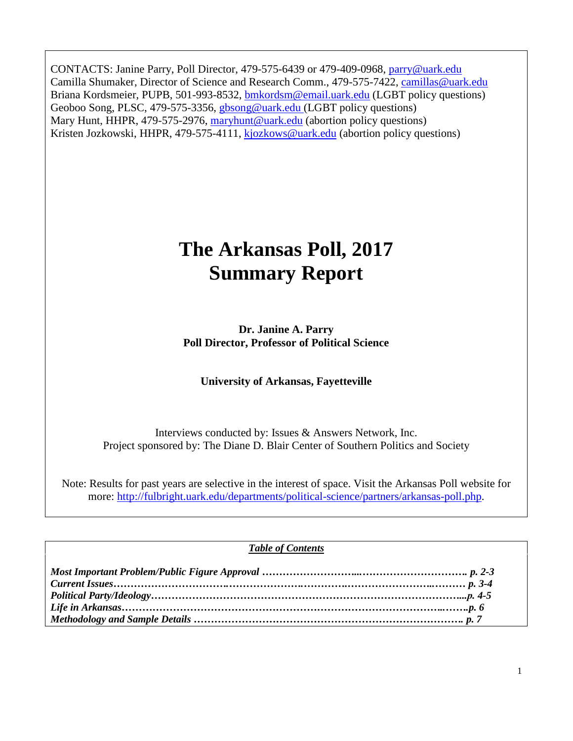CONTACTS: Janine Parry, Poll Director, 479-575-6439 or 479-409-0968, parry@uark.edu
Camilla Shumaker, Director of Science and Research Comm., 479-575-7422, camillas@uark.edu
Briana Kordsmeier, PUPB, 501-993-8532, bmkordsm@email.uark.edu (LGBT policy questions)
Geoboo Song, PLSC, 479-575-3356, gbsong@uark.edu (LGBT policy questions)
Mary Hunt, HHPR, 479-575-2976, maryhunt@uark.edu (abortion policy questions)
Kristen Jozkowski, HHPR, 479-575-4111, kjozkows@uark.edu (abortion policy questions)

# The Arkansas Poll, 2017
# Summary Report

**Dr. Janine A. Parry**
**Poll Director, Professor of Political Science**

**University of Arkansas, Fayetteville**

Interviews conducted by: Issues & Answers Network, Inc.
Project sponsored by: The Diane D. Blair Center of Southern Politics and Society

Note: Results for past years are selective in the interest of space. Visit the Arkansas Poll website for more: http://fulbright.uark.edu/departments/political-science/partners/arkansas-poll.php.

***Table of Contents***

***Most Important Problem/Public Figure Approval …………………………………………………… p. 2-3***
***Current Issues……………………………………………………………………………………… p. 3-4***
***Political Party/Ideology……………………………………………………………………………...p. 4-5***
***Life in Arkansas…………………………………………………………………………………….p. 6***
***Methodology and Sample Details ………………………………………………………………. p. 7***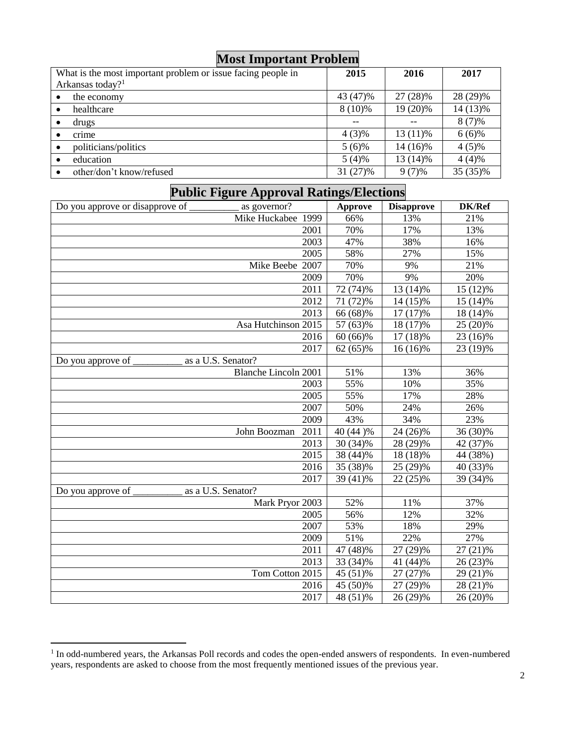## Most Important Problem

| What is the most important problem or issue facing people in Arkansas today?[1] | 2015 | 2016 | 2017 |
|---|---|---|---|
| • the economy | 43 (47)% | 27 (28)% | 28 (29)% |
| • healthcare | 8 (10)% | 19 (20)% | 14 (13)% |
| • drugs | -- | -- | 8 (7)% |
| • crime | 4 (3)% | 13 (11)% | 6 (6)% |
| • politicians/politics | 5 (6)% | 14 (16)% | 4 (5)% |
| • education | 5 (4)% | 13 (14)% | 4 (4)% |
| • other/don't know/refused | 31 (27)% | 9 (7)% | 35 (35)% |

## Public Figure Approval Ratings/Elections

| Do you approve or disapprove of __________ as governor? | Approve | Disapprove | DK/Ref |
|---|---|---|---|
| Mike Huckabee 1999 | 66% | 13% | 21% |
| 2001 | 70% | 17% | 13% |
| 2003 | 47% | 38% | 16% |
| 2005 | 58% | 27% | 15% |
| Mike Beebe 2007 | 70% | 9% | 21% |
| 2009 | 70% | 9% | 20% |
| 2011 | 72 (74)% | 13 (14)% | 15 (12)% |
| 2012 | 71 (72)% | 14 (15)% | 15 (14)% |
| 2013 | 66 (68)% | 17 (17)% | 18 (14)% |
| Asa Hutchinson 2015 | 57 (63)% | 18 (17)% | 25 (20)% |
| 2016 | 60 (66)% | 17 (18)% | 23 (16)% |
| 2017 | 62 (65)% | 16 (16)% | 23 (19)% |
| Do you approve of __________ as a U.S. Senator? | | | |
| Blanche Lincoln 2001 | 51% | 13% | 36% |
| 2003 | 55% | 10% | 35% |
| 2005 | 55% | 17% | 28% |
| 2007 | 50% | 24% | 26% |
| 2009 | 43% | 34% | 23% |
| John Boozman 2011 | 40 (44 )% | 24 (26)% | 36 (30)% |
| 2013 | 30 (34)% | 28 (29)% | 42 (37)% |
| 2015 | 38 (44)% | 18 (18)% | 44 (38%) |
| 2016 | 35 (38)% | 25 (29)% | 40 (33)% |
| 2017 | 39 (41)% | 22 (25)% | 39 (34)% |
| Do you approve of __________ as a U.S. Senator? | | | |
| Mark Pryor 2003 | 52% | 11% | 37% |
| 2005 | 56% | 12% | 32% |
| 2007 | 53% | 18% | 29% |
| 2009 | 51% | 22% | 27% |
| 2011 | 47 (48)% | 27 (29)% | 27 (21)% |
| 2013 | 33 (34)% | 41 (44)% | 26 (23)% |
| Tom Cotton 2015 | 45 (51)% | 27 (27)% | 29 (21)% |
| 2016 | 45 (50)% | 27 (29)% | 28 (21)% |
| 2017 | 48 (51)% | 26 (29)% | 26 (20)% |

[1] In odd-numbered years, the Arkansas Poll records and codes the open-ended answers of respondents. In even-numbered years, respondents are asked to choose from the most frequently mentioned issues of the previous year.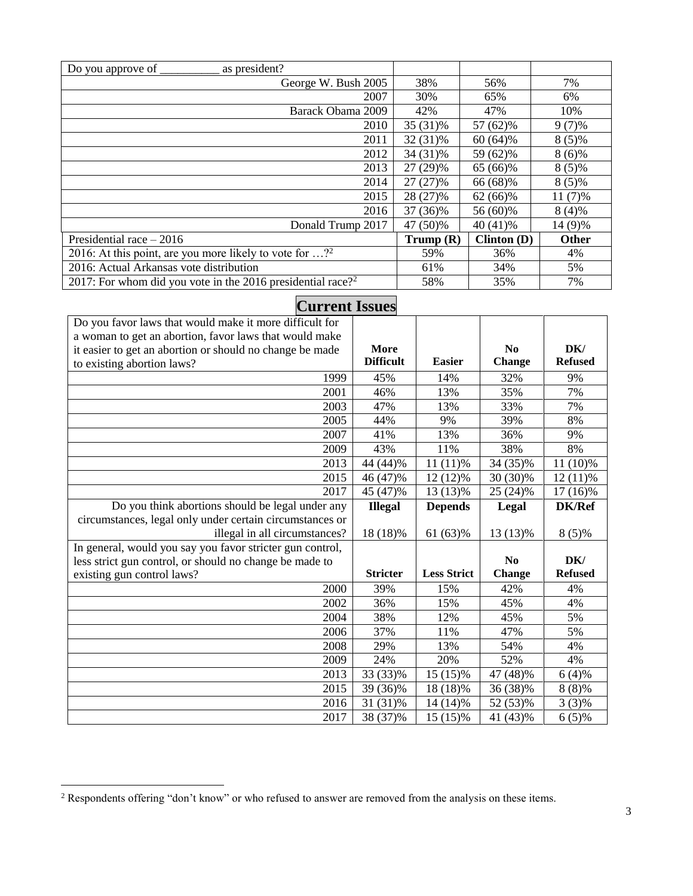| Do you approve of __________ as president? | | | |
|---|---|---|---|
| George W. Bush 2005 | 38% | 56% | 7% |
| 2007 | 30% | 65% | 6% |
| Barack Obama 2009 | 42% | 47% | 10% |
| 2010 | 35 (31)% | 57 (62)% | 9 (7)% |
| 2011 | 32 (31)% | 60 (64)% | 8 (5)% |
| 2012 | 34 (31)% | 59 (62)% | 8 (6)% |
| 2013 | 27 (29)% | 65 (66)% | 8 (5)% |
| 2014 | 27 (27)% | 66 (68)% | 8 (5)% |
| 2015 | 28 (27)% | 62 (66)% | 11 (7)% |
| 2016 | 37 (36)% | 56 (60)% | 8 (4)% |
| Donald Trump 2017 | 47 (50)% | 40 (41)% | 14 (9)% |
| Presidential race – 2016 | **Trump (R)** | **Clinton (D)** | **Other** |
| 2016: At this point, are you more likely to vote for …?[2] | 59% | 36% | 4% |
| 2016: Actual Arkansas vote distribution | 61% | 34% | 5% |
| 2017: For whom did you vote in the 2016 presidential race?[2] | 58% | 35% | 7% |

# Current Issues

| Do you favor laws that would make it more difficult for a woman to get an abortion, favor laws that would make it easier to get an abortion or should no change be made to existing abortion laws? | **More Difficult** | **Easier** | **No Change** | **DK/ Refused** |
|---|---|---|---|---|
| 1999 | 45% | 14% | 32% | 9% |
| 2001 | 46% | 13% | 35% | 7% |
| 2003 | 47% | 13% | 33% | 7% |
| 2005 | 44% | 9% | 39% | 8% |
| 2007 | 41% | 13% | 36% | 9% |
| 2009 | 43% | 11% | 38% | 8% |
| 2013 | 44 (44)% | 11 (11)% | 34 (35)% | 11 (10)% |
| 2015 | 46 (47)% | 12 (12)% | 30 (30)% | 12 (11)% |
| 2017 | 45 (47)% | 13 (13)% | 25 (24)% | 17 (16)% |
| Do you think abortions should be legal under any circumstances, legal only under certain circumstances or illegal in all circumstances? | **Illegal** | **Depends** | **Legal** | **DK/Ref** |
| | 18 (18)% | 61 (63)% | 13 (13)% | 8 (5)% |
| In general, would you say you favor stricter gun control, less strict gun control, or should no change be made to existing gun control laws? | **Stricter** | **Less Strict** | **No Change** | **DK/ Refused** |
| 2000 | 39% | 15% | 42% | 4% |
| 2002 | 36% | 15% | 45% | 4% |
| 2004 | 38% | 12% | 45% | 5% |
| 2006 | 37% | 11% | 47% | 5% |
| 2008 | 29% | 13% | 54% | 4% |
| 2009 | 24% | 20% | 52% | 4% |
| 2013 | 33 (33)% | 15 (15)% | 47 (48)% | 6 (4)% |
| 2015 | 39 (36)% | 18 (18)% | 36 (38)% | 8 (8)% |
| 2016 | 31 (31)% | 14 (14)% | 52 (53)% | 3 (3)% |
| 2017 | 38 (37)% | 15 (15)% | 41 (43)% | 6 (5)% |

[2] Respondents offering "don't know" or who refused to answer are removed from the analysis on these items.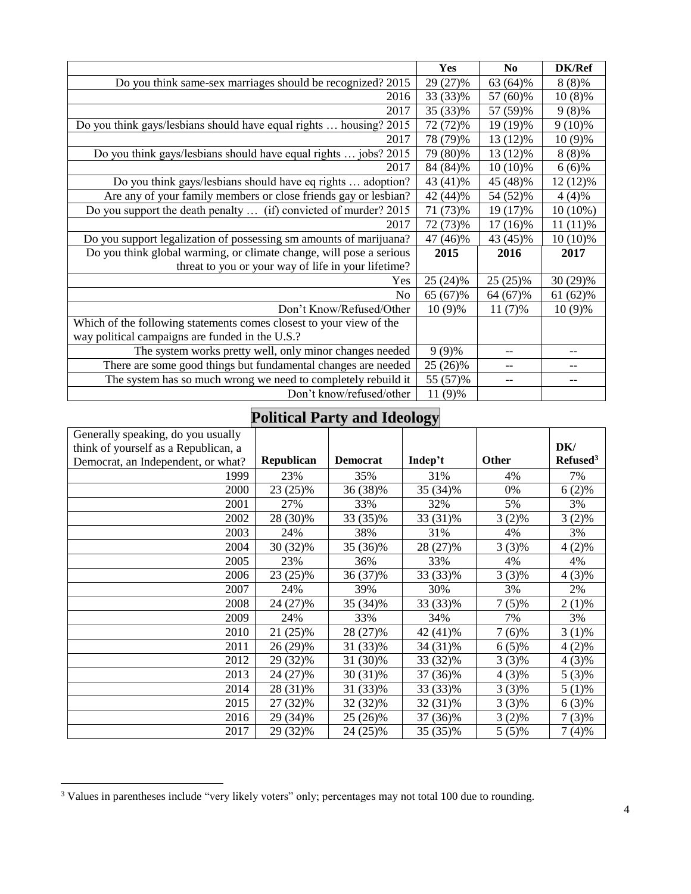| | Yes | No | DK/Ref |
|---|---|---|---|
| Do you think same-sex marriages should be recognized? 2015 | 29 (27)% | 63 (64)% | 8 (8)% |
| 2016 | 33 (33)% | 57 (60)% | 10 (8)% |
| 2017 | 35 (33)% | 57 (59)% | 9 (8)% |
| Do you think gays/lesbians should have equal rights … housing? 2015 | 72 (72)% | 19 (19)% | 9 (10)% |
| 2017 | 78 (79)% | 13 (12)% | 10 (9)% |
| Do you think gays/lesbians should have equal rights … jobs? 2015 | 79 (80)% | 13 (12)% | 8 (8)% |
| 2017 | 84 (84)% | 10 (10)% | 6 (6)% |
| Do you think gays/lesbians should have eq rights … adoption? | 43 (41)% | 45 (48)% | 12 (12)% |
| Are any of your family members or close friends gay or lesbian? | 42 (44)% | 54 (52)% | 4 (4)% |
| Do you support the death penalty … (if) convicted of murder? 2015 | 71 (73)% | 19 (17)% | 10 (10%) |
| 2017 | 72 (73)% | 17 (16)% | 11 (11)% |
| Do you support legalization of possessing sm amounts of marijuana? | 47 (46)% | 43 (45)% | 10 (10)% |
| Do you think global warming, or climate change, will pose a serious threat to you or your way of life in your lifetime? | **2015** | **2016** | **2017** |
| Yes | 25 (24)% | 25 (25)% | 30 (29)% |
| No | 65 (67)% | 64 (67)% | 61 (62)% |
| Don't Know/Refused/Other | 10 (9)% | 11 (7)% | 10 (9)% |
| Which of the following statements comes closest to your view of the way political campaigns are funded in the U.S.? | | | |
| The system works pretty well, only minor changes needed | 9 (9)% | -- | -- |
| There are some good things but fundamental changes are needed | 25 (26)% | -- | -- |
| The system has so much wrong we need to completely rebuild it | 55 (57)% | -- | -- |
| Don't know/refused/other | 11 (9)% | | |

## Political Party and Ideology

| Generally speaking, do you usually think of yourself as a Republican, a Democrat, an Independent, or what? | Republican | Democrat | Indep't | Other | DK/ Refused[3] |
|---|---|---|---|---|---|
| 1999 | 23% | 35% | 31% | 4% | 7% |
| 2000 | 23 (25)% | 36 (38)% | 35 (34)% | 0% | 6 (2)% |
| 2001 | 27% | 33% | 32% | 5% | 3% |
| 2002 | 28 (30)% | 33 (35)% | 33 (31)% | 3 (2)% | 3 (2)% |
| 2003 | 24% | 38% | 31% | 4% | 3% |
| 2004 | 30 (32)% | 35 (36)% | 28 (27)% | 3 (3)% | 4 (2)% |
| 2005 | 23% | 36% | 33% | 4% | 4% |
| 2006 | 23 (25)% | 36 (37)% | 33 (33)% | 3 (3)% | 4 (3)% |
| 2007 | 24% | 39% | 30% | 3% | 2% |
| 2008 | 24 (27)% | 35 (34)% | 33 (33)% | 7 (5)% | 2 (1)% |
| 2009 | 24% | 33% | 34% | 7% | 3% |
| 2010 | 21 (25)% | 28 (27)% | 42 (41)% | 7 (6)% | 3 (1)% |
| 2011 | 26 (29)% | 31 (33)% | 34 (31)% | 6 (5)% | 4 (2)% |
| 2012 | 29 (32)% | 31 (30)% | 33 (32)% | 3 (3)% | 4 (3)% |
| 2013 | 24 (27)% | 30 (31)% | 37 (36)% | 4 (3)% | 5 (3)% |
| 2014 | 28 (31)% | 31 (33)% | 33 (33)% | 3 (3)% | 5 (1)% |
| 2015 | 27 (32)% | 32 (32)% | 32 (31)% | 3 (3)% | 6 (3)% |
| 2016 | 29 (34)% | 25 (26)% | 37 (36)% | 3 (2)% | 7 (3)% |
| 2017 | 29 (32)% | 24 (25)% | 35 (35)% | 5 (5)% | 7 (4)% |

[3] Values in parentheses include "very likely voters" only; percentages may not total 100 due to rounding.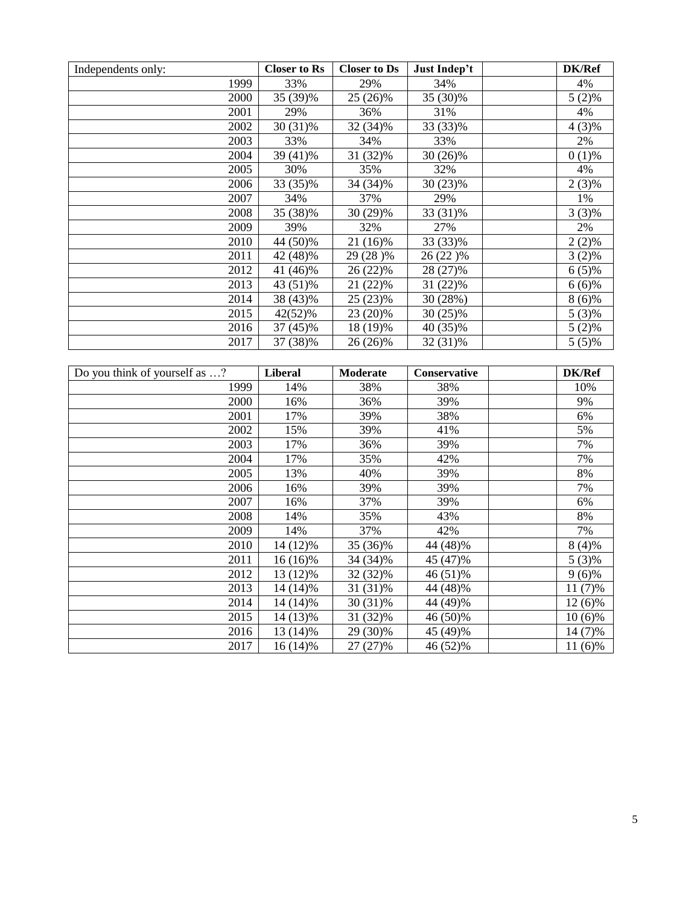| Independents only: | **Closer to Rs** | **Closer to Ds** | **Just Indep't** | | **DK/Ref** |
|---:|:---:|:---:|:---:|---|:---:|
| 1999 | 33% | 29% | 34% | | 4% |
| 2000 | 35 (39)% | 25 (26)% | 35 (30)% | | 5 (2)% |
| 2001 | 29% | 36% | 31% | | 4% |
| 2002 | 30 (31)% | 32 (34)% | 33 (33)% | | 4 (3)% |
| 2003 | 33% | 34% | 33% | | 2% |
| 2004 | 39 (41)% | 31 (32)% | 30 (26)% | | 0 (1)% |
| 2005 | 30% | 35% | 32% | | 4% |
| 2006 | 33 (35)% | 34 (34)% | 30 (23)% | | 2 (3)% |
| 2007 | 34% | 37% | 29% | | 1% |
| 2008 | 35 (38)% | 30 (29)% | 33 (31)% | | 3 (3)% |
| 2009 | 39% | 32% | 27% | | 2% |
| 2010 | 44 (50)% | 21 (16)% | 33 (33)% | | 2 (2)% |
| 2011 | 42 (48)% | 29 (28 )% | 26 (22 )% | | 3 (2)% |
| 2012 | 41 (46)% | 26 (22)% | 28 (27)% | | 6 (5)% |
| 2013 | 43 (51)% | 21 (22)% | 31 (22)% | | 6 (6)% |
| 2014 | 38 (43)% | 25 (23)% | 30 (28%) | | 8 (6)% |
| 2015 | 42(52)% | 23 (20)% | 30 (25)% | | 5 (3)% |
| 2016 | 37 (45)% | 18 (19)% | 40 (35)% | | 5 (2)% |
| 2017 | 37 (38)% | 26 (26)% | 32 (31)% | | 5 (5)% |

| Do you think of yourself as …? | **Liberal** | **Moderate** | **Conservative** | | **DK/Ref** |
|---:|:---:|:---:|:---:|---|:---:|
| 1999 | 14% | 38% | 38% | | 10% |
| 2000 | 16% | 36% | 39% | | 9% |
| 2001 | 17% | 39% | 38% | | 6% |
| 2002 | 15% | 39% | 41% | | 5% |
| 2003 | 17% | 36% | 39% | | 7% |
| 2004 | 17% | 35% | 42% | | 7% |
| 2005 | 13% | 40% | 39% | | 8% |
| 2006 | 16% | 39% | 39% | | 7% |
| 2007 | 16% | 37% | 39% | | 6% |
| 2008 | 14% | 35% | 43% | | 8% |
| 2009 | 14% | 37% | 42% | | 7% |
| 2010 | 14 (12)% | 35 (36)% | 44 (48)% | | 8 (4)% |
| 2011 | 16 (16)% | 34 (34)% | 45 (47)% | | 5 (3)% |
| 2012 | 13 (12)% | 32 (32)% | 46 (51)% | | 9 (6)% |
| 2013 | 14 (14)% | 31 (31)% | 44 (48)% | | 11 (7)% |
| 2014 | 14 (14)% | 30 (31)% | 44 (49)% | | 12 (6)% |
| 2015 | 14 (13)% | 31 (32)% | 46 (50)% | | 10 (6)% |
| 2016 | 13 (14)% | 29 (30)% | 45 (49)% | | 14 (7)% |
| 2017 | 16 (14)% | 27 (27)% | 46 (52)% | | 11 (6)% |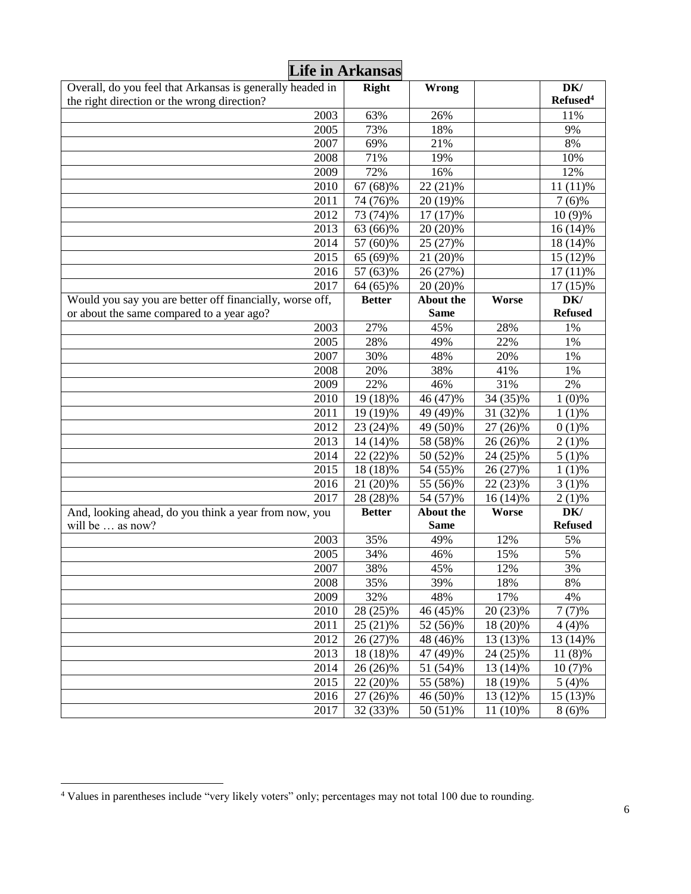# Life in Arkansas

| Overall, do you feel that Arkansas is generally headed in the right direction or the wrong direction? | Right | Wrong | | DK/ Refused[4] |
|---|---|---|---|---|
| 2003 | 63% | 26% | | 11% |
| 2005 | 73% | 18% | | 9% |
| 2007 | 69% | 21% | | 8% |
| 2008 | 71% | 19% | | 10% |
| 2009 | 72% | 16% | | 12% |
| 2010 | 67 (68)% | 22 (21)% | | 11 (11)% |
| 2011 | 74 (76)% | 20 (19)% | | 7 (6)% |
| 2012 | 73 (74)% | 17 (17)% | | 10 (9)% |
| 2013 | 63 (66)% | 20 (20)% | | 16 (14)% |
| 2014 | 57 (60)% | 25 (27)% | | 18 (14)% |
| 2015 | 65 (69)% | 21 (20)% | | 15 (12)% |
| 2016 | 57 (63)% | 26 (27%) | | 17 (11)% |
| 2017 | 64 (65)% | 20 (20)% | | 17 (15)% |
| **Would you say you are better off financially, worse off, or about the same compared to a year ago?** | **Better** | **About the Same** | **Worse** | **DK/ Refused** |
| 2003 | 27% | 45% | 28% | 1% |
| 2005 | 28% | 49% | 22% | 1% |
| 2007 | 30% | 48% | 20% | 1% |
| 2008 | 20% | 38% | 41% | 1% |
| 2009 | 22% | 46% | 31% | 2% |
| 2010 | 19 (18)% | 46 (47)% | 34 (35)% | 1 (0)% |
| 2011 | 19 (19)% | 49 (49)% | 31 (32)% | 1 (1)% |
| 2012 | 23 (24)% | 49 (50)% | 27 (26)% | 0 (1)% |
| 2013 | 14 (14)% | 58 (58)% | 26 (26)% | 2 (1)% |
| 2014 | 22 (22)% | 50 (52)% | 24 (25)% | 5 (1)% |
| 2015 | 18 (18)% | 54 (55)% | 26 (27)% | 1 (1)% |
| 2016 | 21 (20)% | 55 (56)% | 22 (23)% | 3 (1)% |
| 2017 | 28 (28)% | 54 (57)% | 16 (14)% | 2 (1)% |
| **And, looking ahead, do you think a year from now, you will be … as now?** | **Better** | **About the Same** | **Worse** | **DK/ Refused** |
| 2003 | 35% | 49% | 12% | 5% |
| 2005 | 34% | 46% | 15% | 5% |
| 2007 | 38% | 45% | 12% | 3% |
| 2008 | 35% | 39% | 18% | 8% |
| 2009 | 32% | 48% | 17% | 4% |
| 2010 | 28 (25)% | 46 (45)% | 20 (23)% | 7 (7)% |
| 2011 | 25 (21)% | 52 (56)% | 18 (20)% | 4 (4)% |
| 2012 | 26 (27)% | 48 (46)% | 13 (13)% | 13 (14)% |
| 2013 | 18 (18)% | 47 (49)% | 24 (25)% | 11 (8)% |
| 2014 | 26 (26)% | 51 (54)% | 13 (14)% | 10 (7)% |
| 2015 | 22 (20)% | 55 (58%) | 18 (19)% | 5 (4)% |
| 2016 | 27 (26)% | 46 (50)% | 13 (12)% | 15 (13)% |
| 2017 | 32 (33)% | 50 (51)% | 11 (10)% | 8 (6)% |

[4] Values in parentheses include "very likely voters" only; percentages may not total 100 due to rounding.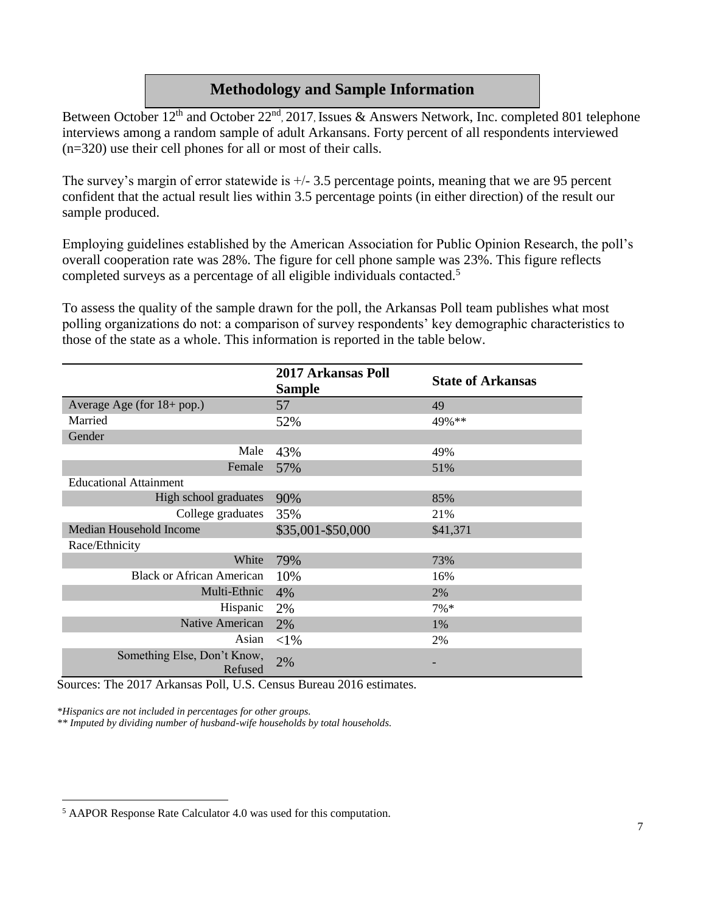## Methodology and Sample Information

Between October 12th and October 22nd, 2017, Issues & Answers Network, Inc. completed 801 telephone interviews among a random sample of adult Arkansans. Forty percent of all respondents interviewed (n=320) use their cell phones for all or most of their calls.

The survey's margin of error statewide is +/- 3.5 percentage points, meaning that we are 95 percent confident that the actual result lies within 3.5 percentage points (in either direction) of the result our sample produced.

Employing guidelines established by the American Association for Public Opinion Research, the poll's overall cooperation rate was 28%. The figure for cell phone sample was 23%. This figure reflects completed surveys as a percentage of all eligible individuals contacted.[5]

To assess the quality of the sample drawn for the poll, the Arkansas Poll team publishes what most polling organizations do not: a comparison of survey respondents' key demographic characteristics to those of the state as a whole. This information is reported in the table below.

| | 2017 Arkansas Poll Sample | State of Arkansas |
|---|---|---|
| Average Age (for 18+ pop.) | 57 | 49 |
| Married | 52% | 49%** |
| Gender | | |
| Male | 43% | 49% |
| Female | 57% | 51% |
| Educational Attainment | | |
| High school graduates | 90% | 85% |
| College graduates | 35% | 21% |
| Median Household Income | $35,001-$50,000 | $41,371 |
| Race/Ethnicity | | |
| White | 79% | 73% |
| Black or African American | 10% | 16% |
| Multi-Ethnic | 4% | 2% |
| Hispanic | 2% | 7%* |
| Native American | 2% | 1% |
| Asian | <1% | 2% |
| Something Else, Don't Know, Refused | 2% | - |

Sources: The 2017 Arkansas Poll, U.S. Census Bureau 2016 estimates.

*\*Hispanics are not included in percentages for other groups.*

*\*\* Imputed by dividing number of husband-wife households by total households.*

[5] AAPOR Response Rate Calculator 4.0 was used for this computation.